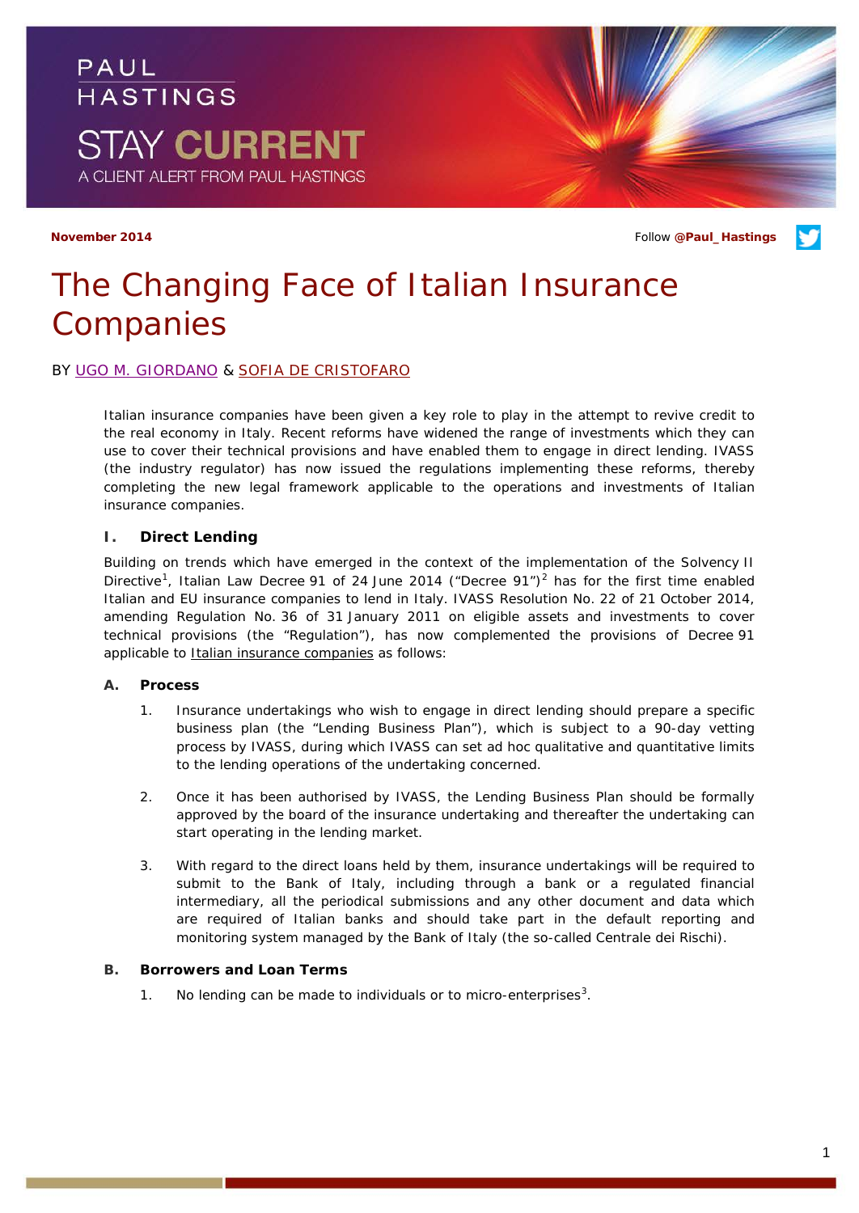PAUL HASTINGS

STAY CURRENT

A CLIENT ALERT FROM PAUL HASTINGS

November 2014

Follow @Paul_Hastings

# The Changing Face of Italian Insurance Companies

BY UGO M. GIORDANO & SOFIA DE CRISTOFARO

Italian insurance companies have been given a key role to play in the attempt to revive credit to the real economy in Italy. Recent reforms have widened the range of investments which they can use to cover their technical provisions and have enabled them to engage in direct lending. IVASS (the industry regulator) has now issued the regulations implementing these reforms, thereby completing the new legal framework applicable to the operations and investments of Italian insurance companies.

## I. Direct Lending

Building on trends which have emerged in the context of the implementation of the Solvency II Directive[1], Italian Law Decree 91 of 24 June 2014 ("Decree 91")[2] has for the first time enabled Italian and EU insurance companies to lend in Italy. IVASS Resolution No. 22 of 21 October 2014, amending Regulation No. 36 of 31 January 2011 on eligible assets and investments to cover technical provisions (the "Regulation"), has now complemented the provisions of Decree 91 applicable to Italian insurance companies as follows:

### A. Process

1. Insurance undertakings who wish to engage in direct lending should prepare a specific business plan (the "Lending Business Plan"), which is subject to a 90-day vetting process by IVASS, during which IVASS can set ad hoc qualitative and quantitative limits to the lending operations of the undertaking concerned.

2. Once it has been authorised by IVASS, the Lending Business Plan should be formally approved by the board of the insurance undertaking and thereafter the undertaking can start operating in the lending market.

3. With regard to the direct loans held by them, insurance undertakings will be required to submit to the Bank of Italy, including through a bank or a regulated financial intermediary, all the periodical submissions and any other document and data which are required of Italian banks and should take part in the default reporting and monitoring system managed by the Bank of Italy (the so-called Centrale dei Rischi).

### B. Borrowers and Loan Terms

1. No lending can be made to individuals or to micro-enterprises[3].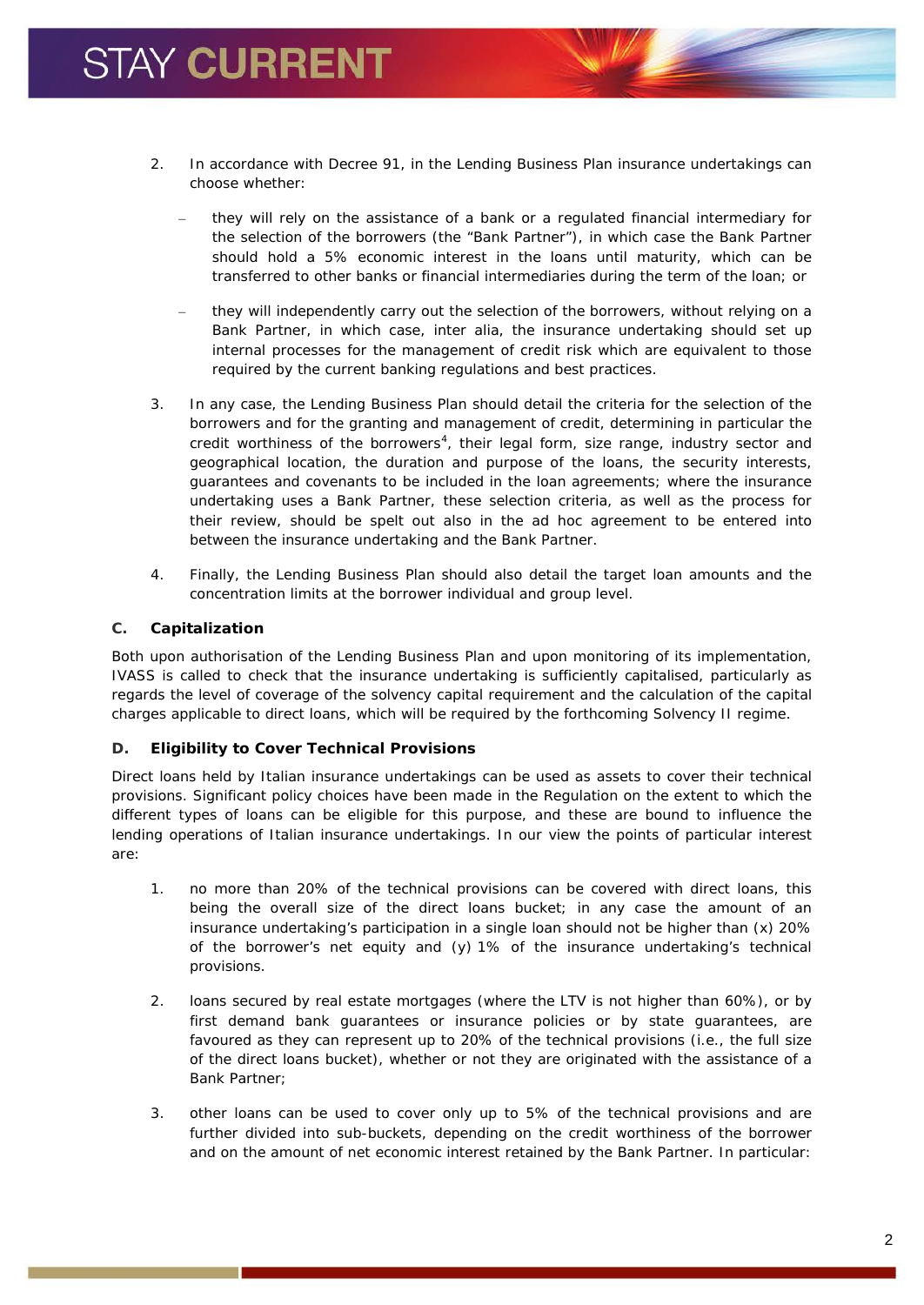2. In accordance with Decree 91, in the Lending Business Plan insurance undertakings can choose whether:

   – they will rely on the assistance of a bank or a regulated financial intermediary for the selection of the borrowers (the "Bank Partner"), in which case the Bank Partner should hold a 5% economic interest in the loans until maturity, which can be transferred to other banks or financial intermediaries during the term of the loan; or

   – they will independently carry out the selection of the borrowers, without relying on a Bank Partner, in which case, inter alia, the insurance undertaking should set up internal processes for the management of credit risk which are equivalent to those required by the current banking regulations and best practices.

3. In any case, the Lending Business Plan should detail the criteria for the selection of the borrowers and for the granting and management of credit, determining in particular the credit worthiness of the borrowers[4], their legal form, size range, industry sector and geographical location, the duration and purpose of the loans, the security interests, guarantees and covenants to be included in the loan agreements; where the insurance undertaking uses a Bank Partner, these selection criteria, as well as the process for their review, should be spelt out also in the ad hoc agreement to be entered into between the insurance undertaking and the Bank Partner.

4. Finally, the Lending Business Plan should also detail the target loan amounts and the concentration limits at the borrower individual and group level.

### C. Capitalization

Both upon authorisation of the Lending Business Plan and upon monitoring of its implementation, IVASS is called to check that the insurance undertaking is sufficiently capitalised, particularly as regards the level of coverage of the solvency capital requirement and the calculation of the capital charges applicable to direct loans, which will be required by the forthcoming Solvency II regime.

### D. Eligibility to Cover Technical Provisions

Direct loans held by Italian insurance undertakings can be used as assets to cover their technical provisions. Significant policy choices have been made in the Regulation on the extent to which the different types of loans can be eligible for this purpose, and these are bound to influence the lending operations of Italian insurance undertakings. In our view the points of particular interest are:

1. no more than 20% of the technical provisions can be covered with direct loans, this being the overall size of the direct loans bucket; in any case the amount of an insurance undertaking's participation in a single loan should not be higher than (x) 20% of the borrower's net equity and (y) 1% of the insurance undertaking's technical provisions.

2. loans secured by real estate mortgages (where the LTV is not higher than 60%), or by first demand bank guarantees or insurance policies or by state guarantees, are favoured as they can represent up to 20% of the technical provisions (i.e., the full size of the direct loans bucket), whether or not they are originated with the assistance of a Bank Partner;

3. other loans can be used to cover only up to 5% of the technical provisions and are further divided into sub-buckets, depending on the credit worthiness of the borrower and on the amount of net economic interest retained by the Bank Partner. In particular: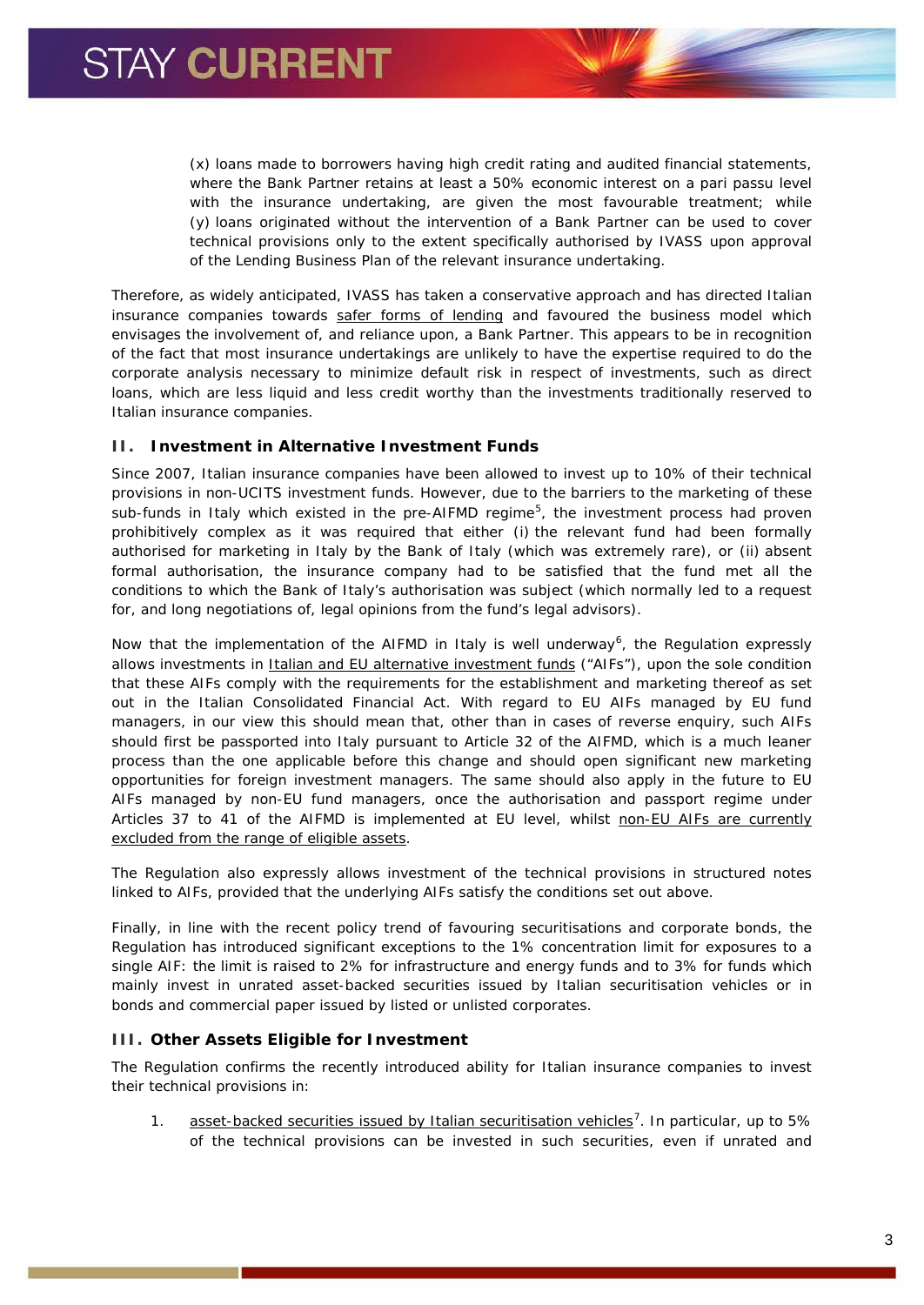(x) loans made to borrowers having high credit rating and audited financial statements, where the Bank Partner retains at least a 50% economic interest on a pari passu level with the insurance undertaking, are given the most favourable treatment; while (y) loans originated without the intervention of a Bank Partner can be used to cover technical provisions only to the extent specifically authorised by IVASS upon approval of the Lending Business Plan of the relevant insurance undertaking.

Therefore, as widely anticipated, IVASS has taken a conservative approach and has directed Italian insurance companies towards safer forms of lending and favoured the business model which envisages the involvement of, and reliance upon, a Bank Partner. This appears to be in recognition of the fact that most insurance undertakings are unlikely to have the expertise required to do the corporate analysis necessary to minimize default risk in respect of investments, such as direct loans, which are less liquid and less credit worthy than the investments traditionally reserved to Italian insurance companies.

### II. Investment in Alternative Investment Funds

Since 2007, Italian insurance companies have been allowed to invest up to 10% of their technical provisions in non-UCITS investment funds. However, due to the barriers to the marketing of these sub-funds in Italy which existed in the pre-AIFMD regime[5], the investment process had proven prohibitively complex as it was required that either (i) the relevant fund had been formally authorised for marketing in Italy by the Bank of Italy (which was extremely rare), or (ii) absent formal authorisation, the insurance company had to be satisfied that the fund met all the conditions to which the Bank of Italy's authorisation was subject (which normally led to a request for, and long negotiations of, legal opinions from the fund's legal advisors).

Now that the implementation of the AIFMD in Italy is well underway[6], the Regulation expressly allows investments in Italian and EU alternative investment funds ("AIFs"), upon the sole condition that these AIFs comply with the requirements for the establishment and marketing thereof as set out in the Italian Consolidated Financial Act. With regard to EU AIFs managed by EU fund managers, in our view this should mean that, other than in cases of reverse enquiry, such AIFs should first be passported into Italy pursuant to Article 32 of the AIFMD, which is a much leaner process than the one applicable before this change and should open significant new marketing opportunities for foreign investment managers. The same should also apply in the future to EU AIFs managed by non-EU fund managers, once the authorisation and passport regime under Articles 37 to 41 of the AIFMD is implemented at EU level, whilst non-EU AIFs are currently excluded from the range of eligible assets.

The Regulation also expressly allows investment of the technical provisions in structured notes linked to AIFs, provided that the underlying AIFs satisfy the conditions set out above.

Finally, in line with the recent policy trend of favouring securitisations and corporate bonds, the Regulation has introduced significant exceptions to the 1% concentration limit for exposures to a single AIF: the limit is raised to 2% for infrastructure and energy funds and to 3% for funds which mainly invest in unrated asset-backed securities issued by Italian securitisation vehicles or in bonds and commercial paper issued by listed or unlisted corporates.

### III. Other Assets Eligible for Investment

The Regulation confirms the recently introduced ability for Italian insurance companies to invest their technical provisions in:

1. asset-backed securities issued by Italian securitisation vehicles[7]. In particular, up to 5% of the technical provisions can be invested in such securities, even if unrated and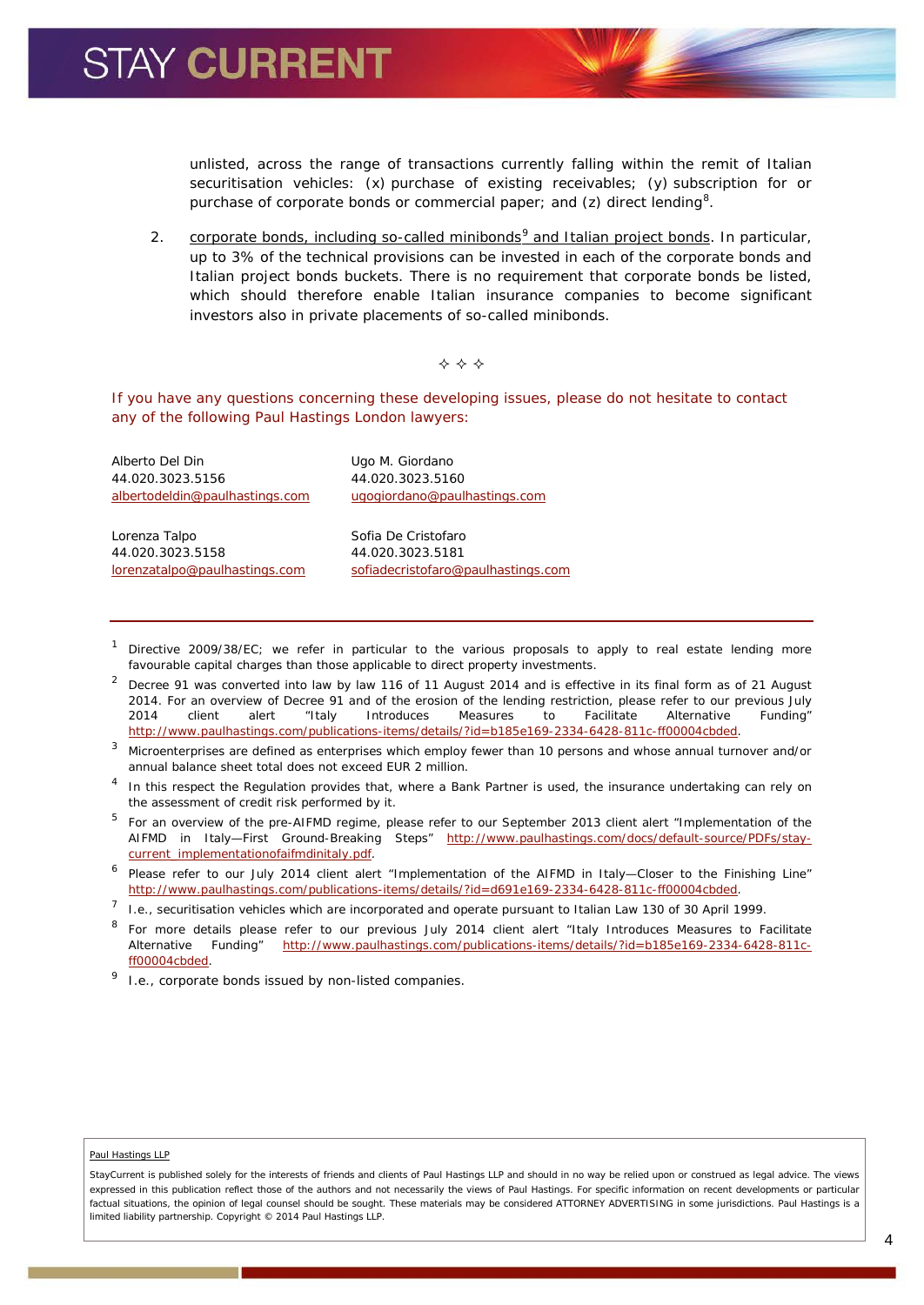unlisted, across the range of transactions currently falling within the remit of Italian securitisation vehicles: (x) purchase of existing receivables; (y) subscription for or purchase of corporate bonds or commercial paper; and (z) direct lending[8].

2. corporate bonds, including so-called minibonds[9] and Italian project bonds. In particular, up to 3% of the technical provisions can be invested in each of the corporate bonds and Italian project bonds buckets. There is no requirement that corporate bonds be listed, which should therefore enable Italian insurance companies to become significant investors also in private placements of so-called minibonds.

✧ ✧ ✧

If you have any questions concerning these developing issues, please do not hesitate to contact any of the following Paul Hastings London lawyers:

Alberto Del Din
44.020.3023.5156
albertodeldin@paulhastings.com

Ugo M. Giordano
44.020.3023.5160
ugogiordano@paulhastings.com

Lorenza Talpo
44.020.3023.5158
lorenzatalpo@paulhastings.com

Sofia De Cristofaro
44.020.3023.5181
sofiadecristofaro@paulhastings.com

---

[1] Directive 2009/38/EC; we refer in particular to the various proposals to apply to real estate lending more favourable capital charges than those applicable to direct property investments.

[2] Decree 91 was converted into law by law 116 of 11 August 2014 and is effective in its final form as of 21 August 2014. For an overview of Decree 91 and of the erosion of the lending restriction, please refer to our previous July 2014 client alert "Italy Introduces Measures to Facilitate Alternative Funding" http://www.paulhastings.com/publications-items/details/?id=b185e169-2334-6428-811c-ff00004cbded.

[3] Microenterprises are defined as enterprises which employ fewer than 10 persons and whose annual turnover and/or annual balance sheet total does not exceed EUR 2 million.

[4] In this respect the Regulation provides that, where a Bank Partner is used, the insurance undertaking can rely on the assessment of credit risk performed by it.

[5] For an overview of the pre-AIFMD regime, please refer to our September 2013 client alert "Implementation of the AIFMD in Italy—First Ground-Breaking Steps" http://www.paulhastings.com/docs/default-source/PDFs/stay-current_implementationofaifmdinitaly.pdf.

[6] Please refer to our July 2014 client alert "Implementation of the AIFMD in Italy—Closer to the Finishing Line" http://www.paulhastings.com/publications-items/details/?id=d691e169-2334-6428-811c-ff00004cbded.

[7] I.e., securitisation vehicles which are incorporated and operate pursuant to Italian Law 130 of 30 April 1999.

[8] For more details please refer to our previous July 2014 client alert "Italy Introduces Measures to Facilitate Alternative Funding" http://www.paulhastings.com/publications-items/details/?id=b185e169-2334-6428-811c-ff00004cbded.

[9] I.e., corporate bonds issued by non-listed companies.

Paul Hastings LLP

StayCurrent is published solely for the interests of friends and clients of Paul Hastings LLP and should in no way be relied upon or construed as legal advice. The views expressed in this publication reflect those of the authors and not necessarily the views of Paul Hastings. For specific information on recent developments or particular factual situations, the opinion of legal counsel should be sought. These materials may be considered ATTORNEY ADVERTISING in some jurisdictions. Paul Hastings is a limited liability partnership. Copyright © 2014 Paul Hastings LLP.